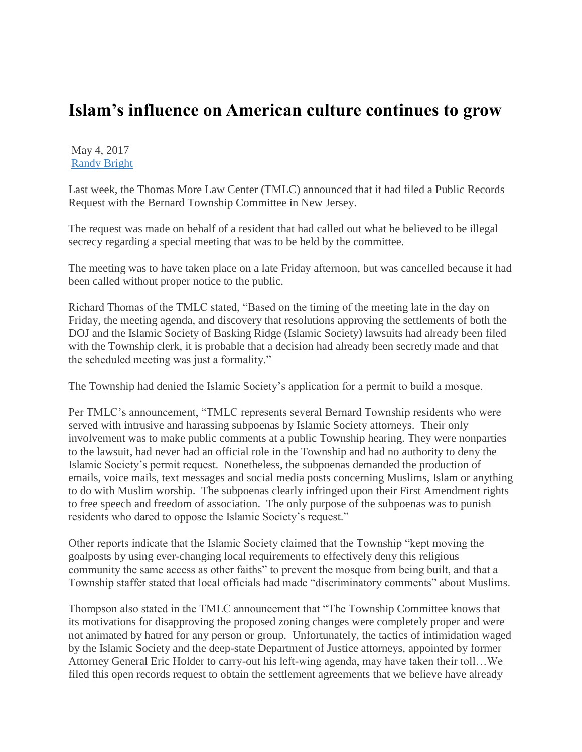# Islam's influence on American culture continues to grow

May 4, 2017
[Randy Bright]

Last week, the Thomas More Law Center (TMLC) announced that it had filed a Public Records Request with the Bernard Township Committee in New Jersey.

The request was made on behalf of a resident that had called out what he believed to be illegal secrecy regarding a special meeting that was to be held by the committee.

The meeting was to have taken place on a late Friday afternoon, but was cancelled because it had been called without proper notice to the public.

Richard Thomas of the TMLC stated, "Based on the timing of the meeting late in the day on Friday, the meeting agenda, and discovery that resolutions approving the settlements of both the DOJ and the Islamic Society of Basking Ridge (Islamic Society) lawsuits had already been filed with the Township clerk, it is probable that a decision had already been secretly made and that the scheduled meeting was just a formality."

The Township had denied the Islamic Society's application for a permit to build a mosque.

Per TMLC's announcement, "TMLC represents several Bernard Township residents who were served with intrusive and harassing subpoenas by Islamic Society attorneys. Their only involvement was to make public comments at a public Township hearing. They were nonparties to the lawsuit, had never had an official role in the Township and had no authority to deny the Islamic Society's permit request. Nonetheless, the subpoenas demanded the production of emails, voice mails, text messages and social media posts concerning Muslims, Islam or anything to do with Muslim worship. The subpoenas clearly infringed upon their First Amendment rights to free speech and freedom of association. The only purpose of the subpoenas was to punish residents who dared to oppose the Islamic Society's request."

Other reports indicate that the Islamic Society claimed that the Township "kept moving the goalposts by using ever-changing local requirements to effectively deny this religious community the same access as other faiths" to prevent the mosque from being built, and that a Township staffer stated that local officials had made "discriminatory comments" about Muslims.

Thompson also stated in the TMLC announcement that "The Township Committee knows that its motivations for disapproving the proposed zoning changes were completely proper and were not animated by hatred for any person or group. Unfortunately, the tactics of intimidation waged by the Islamic Society and the deep-state Department of Justice attorneys, appointed by former Attorney General Eric Holder to carry-out his left-wing agenda, may have taken their toll…We filed this open records request to obtain the settlement agreements that we believe have already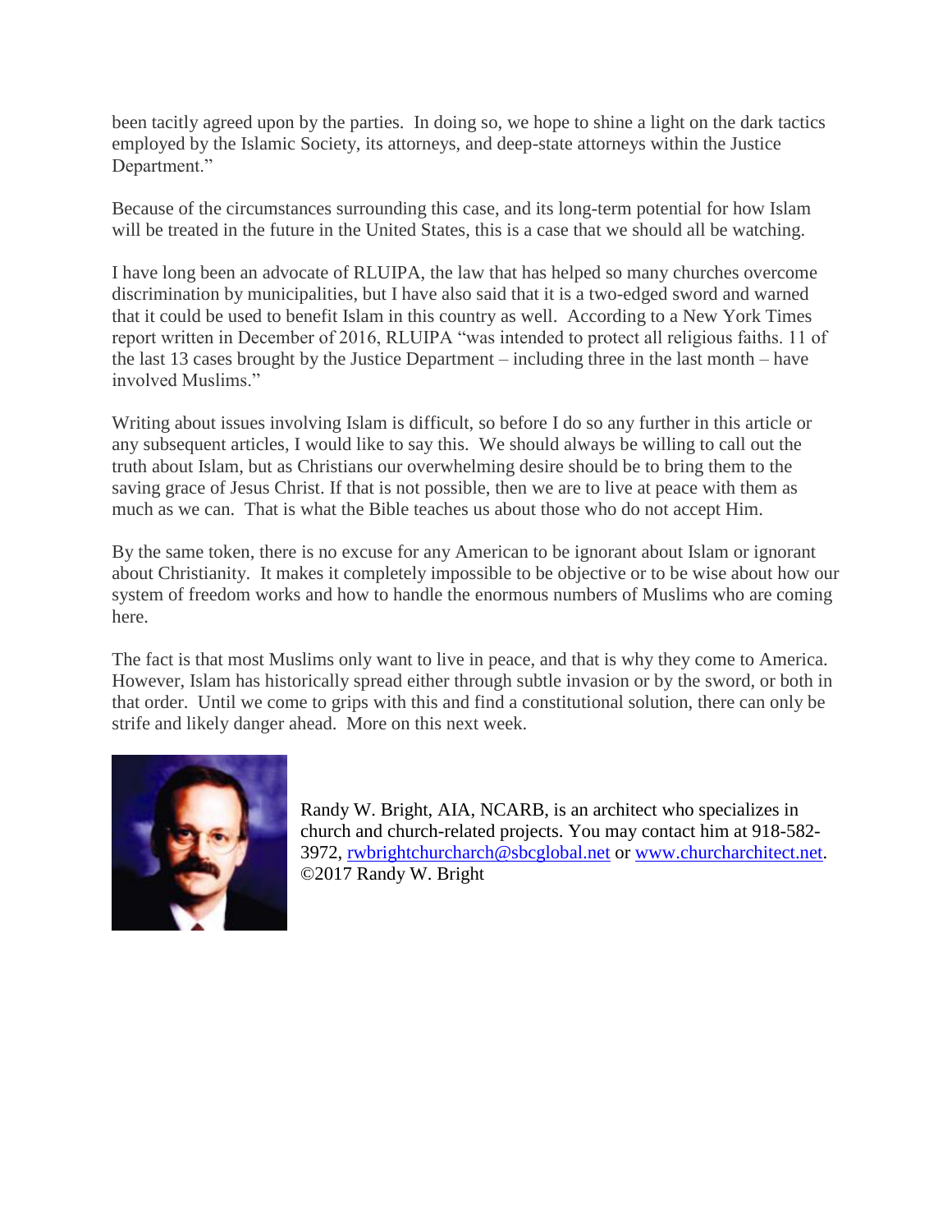been tacitly agreed upon by the parties. In doing so, we hope to shine a light on the dark tactics employed by the Islamic Society, its attorneys, and deep-state attorneys within the Justice Department."

Because of the circumstances surrounding this case, and its long-term potential for how Islam will be treated in the future in the United States, this is a case that we should all be watching.

I have long been an advocate of RLUIPA, the law that has helped so many churches overcome discrimination by municipalities, but I have also said that it is a two-edged sword and warned that it could be used to benefit Islam in this country as well. According to a New York Times report written in December of 2016, RLUIPA "was intended to protect all religious faiths. 11 of the last 13 cases brought by the Justice Department – including three in the last month – have involved Muslims."

Writing about issues involving Islam is difficult, so before I do so any further in this article or any subsequent articles, I would like to say this. We should always be willing to call out the truth about Islam, but as Christians our overwhelming desire should be to bring them to the saving grace of Jesus Christ. If that is not possible, then we are to live at peace with them as much as we can. That is what the Bible teaches us about those who do not accept Him.

By the same token, there is no excuse for any American to be ignorant about Islam or ignorant about Christianity. It makes it completely impossible to be objective or to be wise about how our system of freedom works and how to handle the enormous numbers of Muslims who are coming here.

The fact is that most Muslims only want to live in peace, and that is why they come to America. However, Islam has historically spread either through subtle invasion or by the sword, or both in that order. Until we come to grips with this and find a constitutional solution, there can only be strife and likely danger ahead. More on this next week.

Randy W. Bright, AIA, NCARB, is an architect who specializes in church and church-related projects. You may contact him at 918-582-3972, rwbrightchurcharch@sbcglobal.net or www.churcharchitect.net. ©2017 Randy W. Bright